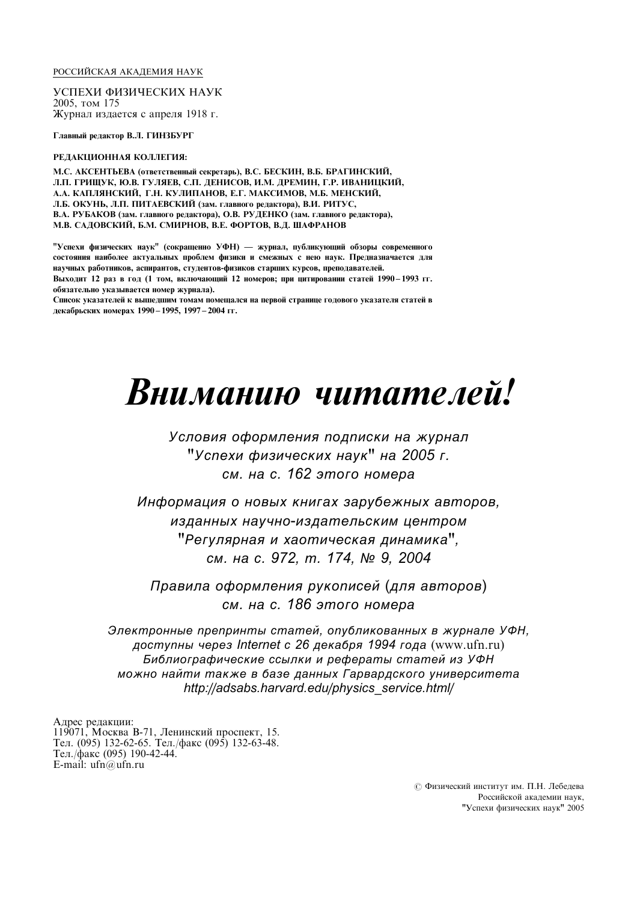РОССИЙСКАЯ АКАДЕМИЯ НАУК

УСПЕХИ ФИЗИЧЕСКИХ НАУК
2005, том 175
Журнал издается с апреля 1918 г.

**Главный редактор В.Л. ГИНЗБУРГ**

**РЕДАКЦИОННАЯ КОЛЛЕГИЯ:**

**М.С. АКСЕНТЬЕВА (ответственный секретарь), В.С. БЕСКИН, В.Б. БРАГИНСКИЙ, Л.П. ГРИЩУК, Ю.В. ГУЛЯЕВ, С.П. ДЕНИСОВ, И.М. ДРЕМИН, Г.Р. ИВАНИЦКИЙ, А.А. КАПЛЯНСКИЙ, Г.Н. КУЛИПАНОВ, Е.Г. МАКСИМОВ, М.Б. МЕНСКИЙ, Л.Б. ОКУНЬ, Л.П. ПИТАЕВСКИЙ (зам. главного редактора), В.И. РИТУС, В.А. РУБАКОВ (зам. главного редактора), О.В. РУДЕНКО (зам. главного редактора), М.В. САДОВСКИЙ, Б.М. СМИРНОВ, В.Е. ФОРТОВ, В.Д. ШАФРАНОВ**

**"Успехи физических наук" (сокращенно УФН) — журнал, публикующий обзоры современного состояния наиболее актуальных проблем физики и смежных с нею наук. Предназначается для научных работников, аспирантов, студентов-физиков старших курсов, преподавателей.**
**Выходит 12 раз в год (1 том, включающий 12 номеров; при цитировании статей 1990–1993 гг. обязательно указывается номер журнала).**
**Список указателей к вышедшим томам помещался на первой странице годового указателя статей в декабрьских номерах 1990–1995, 1997–2004 гг.**

# *Вниманию читателей!*

*Условия оформления подписки на журнал "Успехи физических наук" на 2005 г. см. на с. 162 этого номера*

*Информация о новых книгах зарубежных авторов, изданных научно-издательским центром "Регулярная и хаотическая динамика", см. на с. 972, т. 174, № 9, 2004*

*Правила оформления рукописей (для авторов) см. на с. 186 этого номера*

*Электронные препринты статей, опубликованных в журнале УФН, доступны через Internet с 26 декабря 1994 года* (www.ufn.ru)
*Библиографические ссылки и рефераты статей из УФН можно найти также в базе данных Гарвардского университета http://adsabs.harvard.edu/physics_service.html/*

Адрес редакции:
119071, Москва В-71, Ленинский проспект, 15.
Тел. (095) 132-62-65. Тел./факс (095) 132-63-48.
Тел./факс (095) 190-42-44.
E-mail: ufn@ufn.ru

© Физический институт им. П.Н. Лебедева
Российской академии наук,
"Успехи физических наук" 2005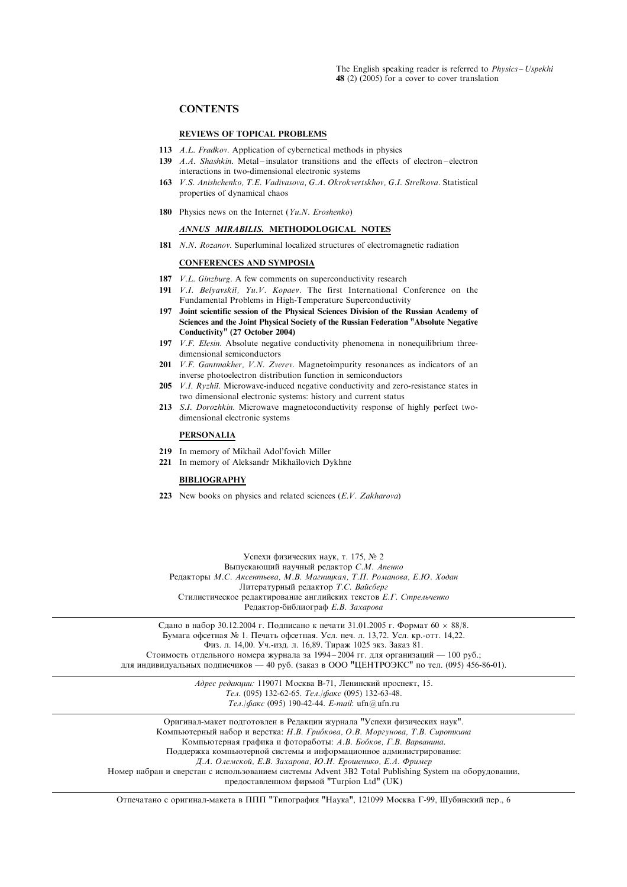The English speaking reader is referred to *Physics–Uspekhi* **48** (2) (2005) for a cover to cover translation

## CONTENTS

### REVIEWS OF TOPICAL PROBLEMS

**113** *A.L. Fradkov*. Application of cybernetical methods in physics

**139** *A.A. Shashkin*. Metal–insulator transitions and the effects of electron–electron interactions in two-dimensional electronic systems

**163** *V.S. Anishchenko, T.E. Vadivasova, G.A. Okrokvertskhov, G.I. Strelkova*. Statistical properties of dynamical chaos

**180** Physics news on the Internet (*Yu.N. Eroshenko*)

### *ANNUS MIRABILIS.* METHODOLOGICAL NOTES

**181** *N.N. Rozanov*. Superluminal localized structures of electromagnetic radiation

### CONFERENCES AND SYMPOSIA

**187** *V.L. Ginzburg*. A few comments on superconductivity research

**191** *V.I. Belyavskiĭ, Yu.V. Kopaev*. The first International Conference on the Fundamental Problems in High-Temperature Superconductivity

**197** **Joint scientific session of the Physical Sciences Division of the Russian Academy of Sciences and the Joint Physical Society of the Russian Federation "Absolute Negative Conductivity" (27 October 2004)**

**197** *V.F. Elesin*. Absolute negative conductivity phenomena in nonequilibrium three-dimensional semiconductors

**201** *V.F. Gantmakher, V.N. Zverev*. Magnetoimpurity resonances as indicators of an inverse photoelectron distribution function in semiconductors

**205** *V.I. Ryzhiĭ*. Microwave-induced negative conductivity and zero-resistance states in two dimensional electronic systems: history and current status

**213** *S.I. Dorozhkin*. Microwave magnetoconductivity response of highly perfect two-dimensional electronic systems

### PERSONALIA

**219** In memory of Mikhail Adol'fovich Miller

**221** In memory of Aleksandr Mikhaĭlovich Dykhne

### BIBLIOGRAPHY

**223** New books on physics and related sciences (*E.V. Zakharova*)

Успехи физических наук, т. 175, № 2
Выпускающий научный редактор *С.М. Апенко*
Редакторы *М.С. Аксентьева, М.В. Магницкая, Т.П. Романова, Е.Ю. Ходан*
Литературный редактор *Т.С. Вайсберг*
Стилистическое редактирование английских текстов *Е.Г. Стрельченко*
Редактор-библиограф *Е.В. Захарова*

---

Сдано в набор 30.12.2004 г. Подписано к печати 31.01.2005 г. Формат 60 × 88/8.
Бумага офсетная № 1. Печать офсетная. Усл. печ. л. 13,72. Усл. кр.-отт. 14,22.
Физ. л. 14,00. Уч.-изд. л. 16,89. Тираж 1025 экз. Заказ 81.
Стоимость отдельного номера журнала за 1994–2004 гг. для организаций — 100 руб.;
для индивидуальных подписчиков — 40 руб. (заказ в ООО "ЦЕНТРОЭКС" по тел. (095) 456-86-01).

---

*Адрес редакции:* 119071 Москва В-71, Ленинский проспект, 15.
*Тел.* (095) 132-62-65. *Тел./факс* (095) 132-63-48.
*Тел./факс* (095) 190-42-44. *E-mail*: ufn@ufn.ru

---

Оригинал-макет подготовлен в Редакции журнала "Успехи физических наук".
Компьютерный набор и верстка: *Н.В. Грибкова, О.В. Моргунова, Т.В. Сироткина*
Компьютерная графика и фотоработы: *А.В. Бобков, Г.В. Варванина.*
Поддержка компьютерной системы и информационное администрирование:
*Д.А. Олемской, Е.В. Захарова, Ю.Н. Ерошенко, Е.А. Фример*
Номер набран и сверстан с использованием системы Advent 3B2 Total Publishing System на оборудовании, предоставленном фирмой "Turpion Ltd" (UK)

---

Отпечатано с оригинал-макета в ППП "Типография "Наука", 121099 Москва Г-99, Шубинский пер., 6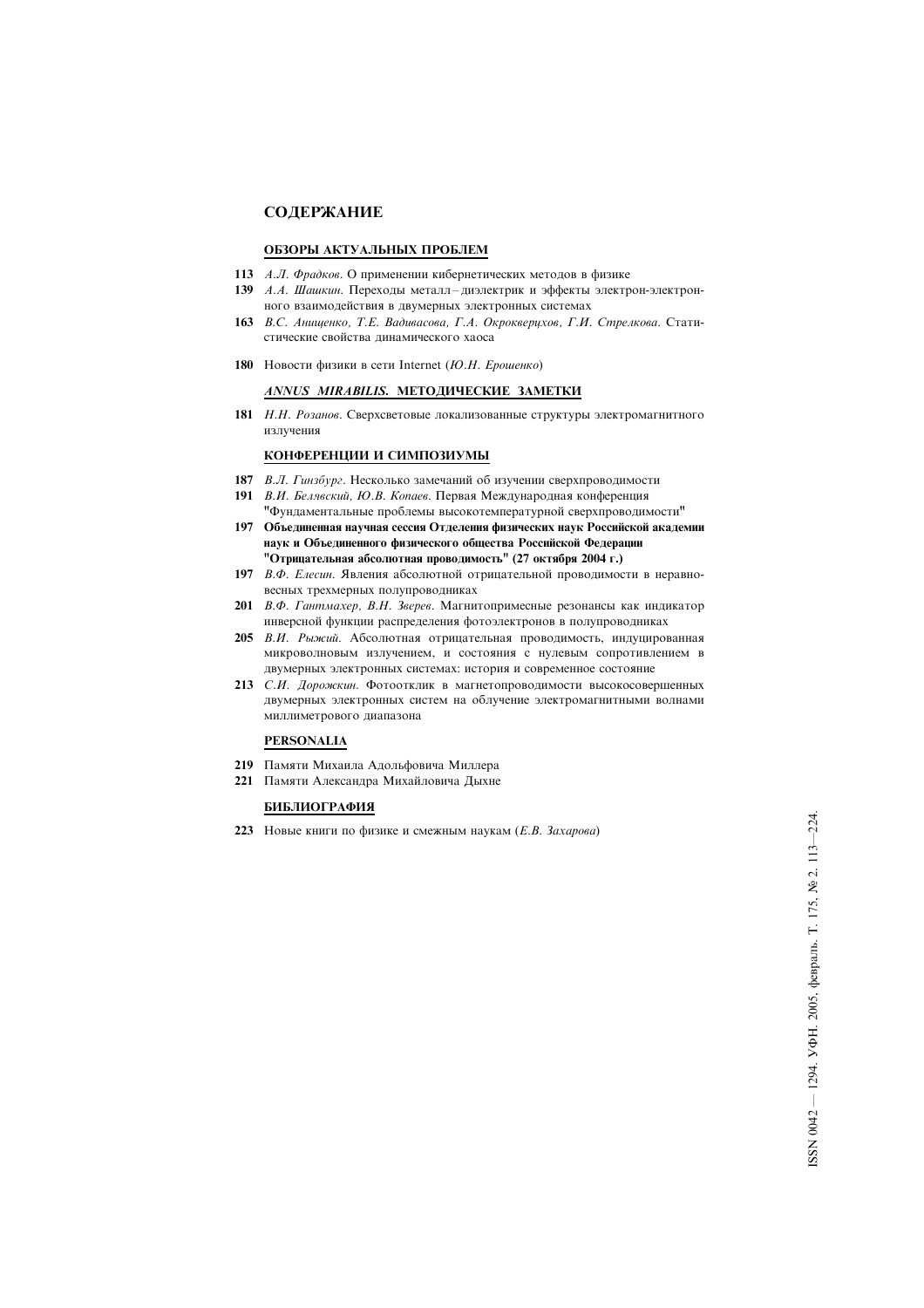# СОДЕРЖАНИЕ

## ОБЗОРЫ АКТУАЛЬНЫХ ПРОБЛЕМ

**113** *А.Л. Фрадков*. О применении кибернетических методов в физике

**139** *А.А. Шашкин*. Переходы металл–диэлектрик и эффекты электрон-электронного взаимодействия в двумерных электронных системах

**163** *В.С. Анищенко, Т.Е. Вадивасова, Г.А. Окрокверцхов, Г.И. Стрелкова*. Статистические свойства динамического хаоса

**180** Новости физики в сети Internet (*Ю.Н. Ерошенко*)

## *ANNUS MIRABILIS.* МЕТОДИЧЕСКИЕ ЗАМЕТКИ

**181** *Н.Н. Розанов*. Сверхсветовые локализованные структуры электромагнитного излучения

## КОНФЕРЕНЦИИ И СИМПОЗИУМЫ

**187** *В.Л. Гинзбург*. Несколько замечаний об изучении сверхпроводимости

**191** *В.И. Белявский, Ю.В. Копаев*. Первая Международная конференция "Фундаментальные проблемы высокотемпературной сверхпроводимости"

**197** **Объединенная научная сессия Отделения физических наук Российской академии наук и Объединенного физического общества Российской Федерации "Отрицательная абсолютная проводимость" (27 октября 2004 г.)**

**197** *В.Ф. Елесин*. Явления абсолютной отрицательной проводимости в неравновесных трехмерных полупроводниках

**201** *В.Ф. Гантмахер, В.Н. Зверев*. Магнитопримесные резонансы как индикатор инверсной функции распределения фотоэлектронов в полупроводниках

**205** *В.И. Рыжий*. Абсолютная отрицательная проводимость, индуцированная микроволновым излучением, и состояния с нулевым сопротивлением в двумерных электронных системах: история и современное состояние

**213** *С.И. Дорожкин*. Фотоотклик в магнетопроводимости высокосовершенных двумерных электронных систем на облучение электромагнитными волнами миллиметрового диапазона

## PERSONALIA

**219** Памяти Михаила Адольфовича Миллера

**221** Памяти Александра Михайловича Дыхне

## БИБЛИОГРАФИЯ

**223** Новые книги по физике и смежным наукам (*Е.В. Захарова*)

ISSN 0042 — 1294. УФН. 2005, февраль. Т. 175, № 2. 113—224.